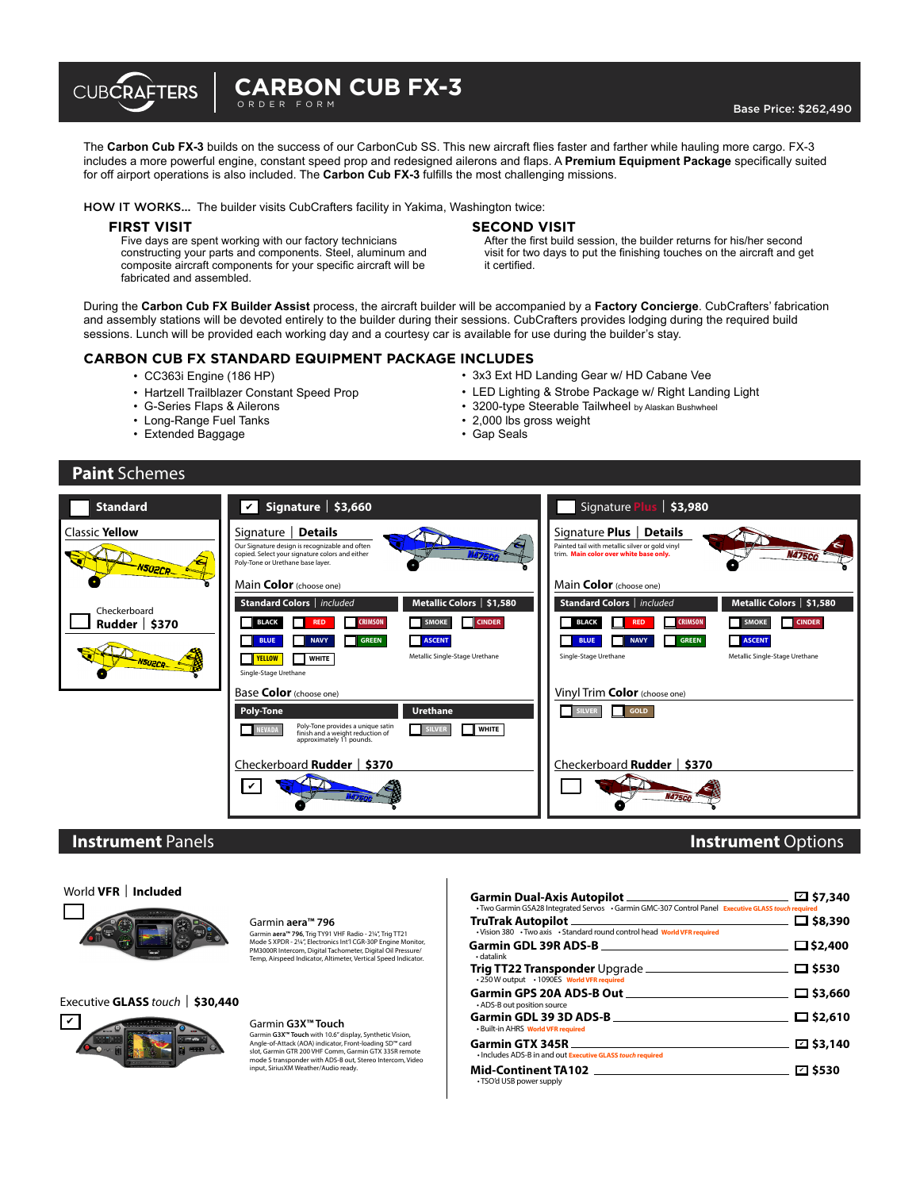# CUBCRAFTERS | CARBON CUB FX-3

ORDER FORM

**Base Price: $262,490**

The **Carbon Cub FX-3** builds on the success of our CarbonCub SS. This new aircraft flies faster and farther while hauling more cargo. FX-3 includes a more powerful engine, constant speed prop and redesigned ailerons and flaps. A **Premium Equipment Package** specifically suited for off airport operations is also included. The **Carbon Cub FX-3** fulfills the most challenging missions.

**HOW IT WORKS...** The builder visits CubCrafters facility in Yakima, Washington twice:

### FIRST VISIT

Five days are spent working with our factory technicians constructing your parts and components. Steel, aluminum and composite aircraft components for your specific aircraft will be fabricated and assembled.

### SECOND VISIT

After the first build session, the builder returns for his/her second visit for two days to put the finishing touches on the aircraft and get it certified.

During the **Carbon Cub FX Builder Assist** process, the aircraft builder will be accompanied by a **Factory Concierge**. CubCrafters' fabrication and assembly stations will be devoted entirely to the builder during their sessions. CubCrafters provides lodging during the required build sessions. Lunch will be provided each working day and a courtesy car is available for use during the builder's stay.

### CARBON CUB FX STANDARD EQUIPMENT PACKAGE INCLUDES

- CC363i Engine (186 HP)
- Hartzell Trailblazer Constant Speed Prop
- G-Series Flaps & Ailerons
- Long-Range Fuel Tanks
- Extended Baggage
- 3x3 Ext HD Landing Gear w/ HD Cabane Vee
- LED Lighting & Strobe Package w/ Right Landing Light
- 3200-type Steerable Tailwheel by Alaskan Bushwheel
- 2,000 lbs gross weight
- Gap Seals

## Paint Schemes

### ☐ Standard

**Classic Yellow**

☐ Checkerboard **Rudder | $370**

### ☑ Signature | $3,660

**Signature | Details**

Our Signature design is recognizable and often copied. Select your signature colors and either Poly-Tone or Urethane base layer.

**Main Color** (choose one)

| Standard Colors \| included | Metallic Colors \| $1,580 |
|---|---|
| ☐ BLACK ☐ RED ☐ CRIMSON | ☐ SMOKE ☐ CINDER |
| ☐ BLUE ☐ NAVY ☐ GREEN | ☐ ASCENT |
| ☐ YELLOW ☐ WHITE | Metallic Single-Stage Urethane |
| Single-Stage Urethane | |

**Base Color** (choose one)

| Poly-Tone | Urethane |
|---|---|
| ☐ NEVADA — Poly-Tone provides a unique satin finish and a weight reduction of approximately 11 pounds. | ☐ SILVER ☐ WHITE |

**Checkerboard Rudder | $370** ☑

### ☐ Signature Plus | $3,980

**Signature Plus | Details**

Painted tail with metallic silver or gold vinyl trim. Main color over white base only.

**Main Color** (choose one)

| Standard Colors \| included | Metallic Colors \| $1,580 |
|---|---|
| ☐ BLACK ☐ RED ☐ CRIMSON | ☐ SMOKE ☐ CINDER |
| ☐ BLUE ☐ NAVY ☐ GREEN | ☐ ASCENT |
| Single-Stage Urethane | Metallic Single-Stage Urethane |

**Vinyl Trim Color** (choose one)

☐ SILVER ☐ GOLD

**Checkerboard Rudder | $370** ☐

## Instrument Panels

**World VFR | Included** ☐

**Garmin aera™ 796**
Garmin **aera™ 796**, Trig TY91 VHF Radio - 2¼", Trig TT21 Mode S XPDR - 2¼", Electronics Int'l CGR-30P Engine Monitor, PM3000R Intercom, Digital Tachometer, Digital Oil Pressure/Temp, Airspeed Indicator, Altimeter, Vertical Speed Indicator.

**Executive GLASS *touch* | $30,440** ☑

**Garmin G3X™ Touch**
Garmin **G3X™ Touch** with 10.6" display, Synthetic Vision, Angle-of-Attack (AOA) indicator, Front-loading SD™ card slot, Garmin GTR 200 VHF Comm, Garmin GTX 335R remote mode S transponder with ADS-B out, Stereo Intercom, Video input, SiriusXM Weather/Audio ready.

## Instrument Options

| Option | Selected | Price |
|---|---|---|
| **Garmin Dual-Axis Autopilot** • Two Garmin GSA28 Integrated Servos • Garmin GMC-307 Control Panel *Executive GLASS touch required* | ☑ | $7,340 |
| **TruTrak Autopilot** • Vision 380 • Two axis • Standard round control head *World VFR required* | ☐ | $8,390 |
| **Garmin GDL 39R ADS-B** • datalink | ☐ | $2,400 |
| **Trig TT22 Transponder** Upgrade • 250 W output • 1090ES *World VFR required* | ☐ | $530 |
| **Garmin GPS 20A ADS-B Out** • ADS-B out position source | ☐ | $3,660 |
| **Garmin GDL 39 3D ADS-B** • Built-in AHRS *World VFR required* | ☐ | $2,610 |
| **Garmin GTX 345R** • Includes ADS-B in and out *Executive GLASS touch required* | ☑ | $3,140 |
| **Mid-Continent TA102** • TSO'd USB power supply | ☑ | $530 |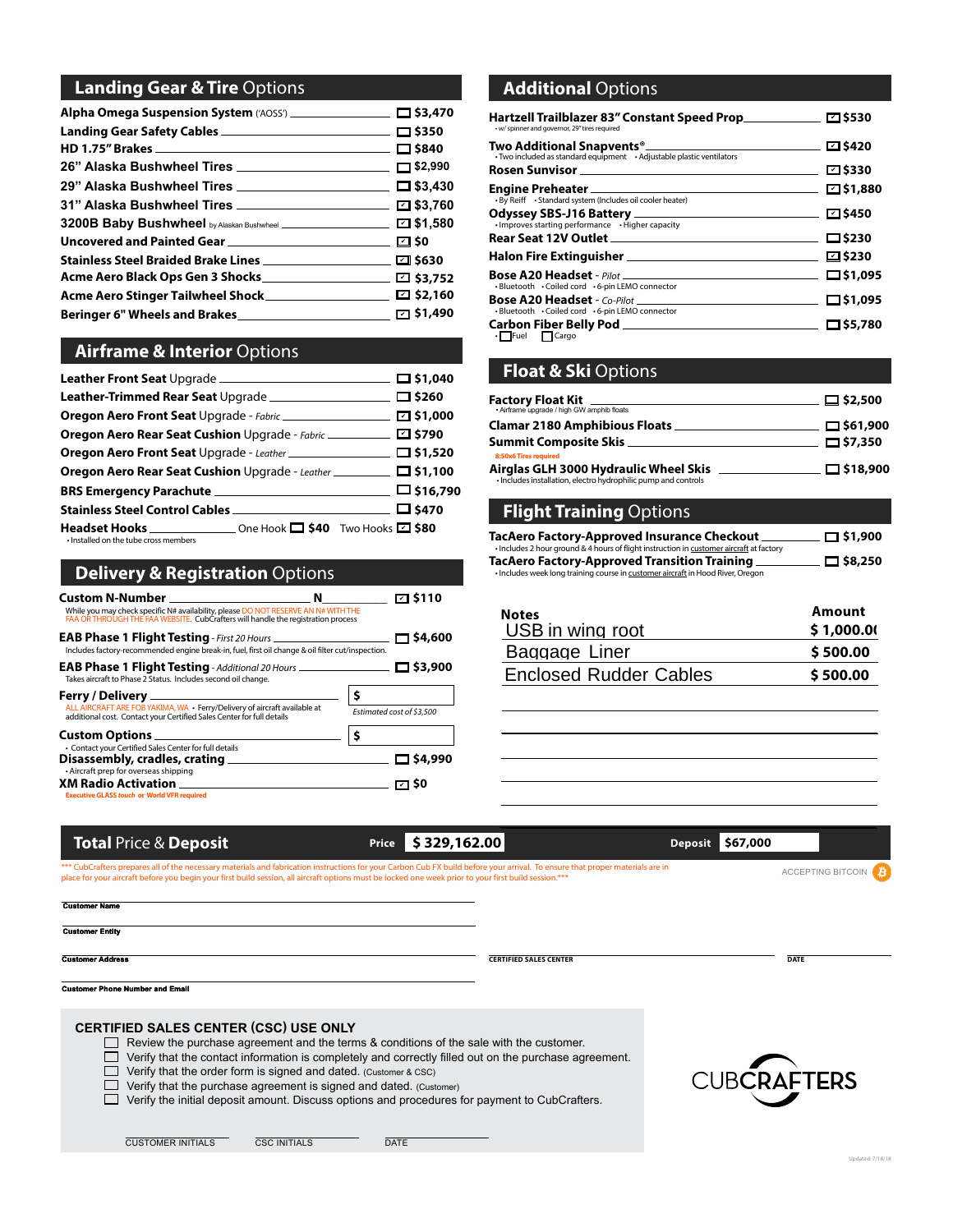## Landing Gear & Tire Options

| | | |
|---|---|---|
| Alpha Omega Suspension System ('AOSS') | ☐ | $3,470 |
| Landing Gear Safety Cables | ☐ | $350 |
| HD 1.75" Brakes | ☐ | $840 |
| 26" Alaska Bushwheel Tires | ☐ | $2,990 |
| 29" Alaska Bushwheel Tires | ☐ | $3,430 |
| 31" Alaska Bushwheel Tires | ☑ | $3,760 |
| 3200B Baby Bushwheel by Alaskan Bushwheel | ☑ | $1,580 |
| Uncovered and Painted Gear | ☑ | $0 |
| Stainless Steel Braided Brake Lines | ☑ | $630 |
| Acme Aero Black Ops Gen 3 Shocks | ☑ | $3,752 |
| Acme Aero Stinger Tailwheel Shock | ☑ | $2,160 |
| Beringer 6" Wheels and Brakes | ☑ | $1,490 |

## Airframe & Interior Options

| | | |
|---|---|---|
| Leather Front Seat Upgrade | ☐ | $1,040 |
| Leather-Trimmed Rear Seat Upgrade | ☐ | $260 |
| Oregon Aero Front Seat Upgrade - *Fabric* | ☑ | $1,000 |
| Oregon Aero Rear Seat Cushion Upgrade - *Fabric* | ☑ | $790 |
| Oregon Aero Front Seat Upgrade - *Leather* | ☐ | $1,520 |
| Oregon Aero Rear Seat Cushion Upgrade - *Leather* | ☐ | $1,100 |
| BRS Emergency Parachute | ☐ | $16,790 |
| Stainless Steel Control Cables | ☐ | $470 |

**Headset Hooks** — One Hook ☐ $40 Two Hooks ☑ $80
• Installed on the tube cross members

## Delivery & Registration Options

**Custom N-Number** N ☑ $110
While you may check specific N# availability, please DO NOT RESERVE AN N# WITH THE FAA OR THROUGH THE FAA WEBSITE. CubCrafters will handle the registration process

**EAB Phase 1 Flight Testing** - *First 20 Hours* ☐ $4,600
Includes factory-recommended engine break-in, fuel, first oil change & oil filter cut/inspection.

**EAB Phase 1 Flight Testing** - *Additional 20 Hours* ☐ $3,900
Takes aircraft to Phase 2 Status. Includes second oil change.

**Ferry / Delivery** $
ALL AIRCRAFT ARE FOB YAKIMA, WA • Ferry/Delivery of aircraft available at additional cost. Contact your Certified Sales Center for full details
*Estimated cost of $3,500*

**Custom Options** $
• Contact your Certified Sales Center for full details

**Disassembly, cradles, crating** ☐ $4,990
• Aircraft prep for overseas shipping

**XM Radio Activation** ☑ $0
Executive GLASS *touch* or World VFR required

## Additional Options

| | | |
|---|---|---|
| Hartzell Trailblazer 83" Constant Speed Prop • w/ spinner and governor, 29" tires required | ☑ | $530 |
| Two Additional Snapvents® • Two included as standard equipment • Adjustable plastic ventilators | ☑ | $420 |
| Rosen Sunvisor | ☑ | $330 |
| Engine Preheater • By Reiff • Standard system (Includes oil cooler heater) | ☑ | $1,880 |
| Odyssey SBS-J16 Battery • Improves starting performance • Higher capacity | ☑ | $450 |
| Rear Seat 12V Outlet | ☐ | $230 |
| Halon Fire Extinguisher | ☑ | $230 |
| Bose A20 Headset - *Pilot* • Bluetooth • Coiled cord • 6-pin LEMO connector | ☐ | $1,095 |
| Bose A20 Headset - *Co-Pilot* • Bluetooth • Coiled cord • 6-pin LEMO connector | ☐ | $1,095 |
| Carbon Fiber Belly Pod • ☐ Fuel ☐ Cargo | ☐ | $5,780 |

## Float & Ski Options

| | | |
|---|---|---|
| Factory Float Kit • Airframe upgrade / high GW amphib floats | ☐ | $2,500 |
| Clamar 2180 Amphibious Floats | ☐ | $61,900 |
| Summit Composite Skis (8:50x6 Tires required) | ☐ | $7,350 |
| Airglas GLH 3000 Hydraulic Wheel Skis • Includes installation, electro hydrophilic pump and controls | ☐ | $18,900 |

## Flight Training Options

| | | |
|---|---|---|
| TacAero Factory-Approved Insurance Checkout • Includes 2 hour ground & 4 hours of flight instruction in customer aircraft at factory | ☐ | $1,900 |
| TacAero Factory-Approved Transition Training • Includes week long training course in customer aircraft in Hood River, Oregon | ☐ | $8,250 |

| Notes | Amount |
|---|---|
| USB in wing root | $ 1,000.0( |
| Baggage Liner | $ 500.00 |
| Enclosed Rudder Cables | $ 500.00 |

## Total Price & Deposit

**Price** $ 329,162.00 **Deposit** $67,000

*** CubCrafters prepares all of the necessary materials and fabrication instructions for your Carbon Cub FX build before your arrival. To ensure that proper materials are in place for your aircraft before you begin your first build session, all aircraft options must be locked one week prior to your first build session.***

ACCEPTING BITCOIN

Customer Name

Customer Entity

Customer Address

Customer Phone Number and Email

CERTIFIED SALES CENTER DATE

### CERTIFIED SALES CENTER (CSC) USE ONLY

- ☐ Review the purchase agreement and the terms & conditions of the sale with the customer.
- ☐ Verify that the contact information is completely and correctly filled out on the purchase agreement.
- ☐ Verify that the order form is signed and dated. (Customer & CSC)
- ☐ Verify that the purchase agreement is signed and dated. (Customer)
- ☐ Verify the initial deposit amount. Discuss options and procedures for payment to CubCrafters.

CUSTOMER INITIALS CSC INITIALS DATE

CUBCRAFTERS

Updated: 7/18/18